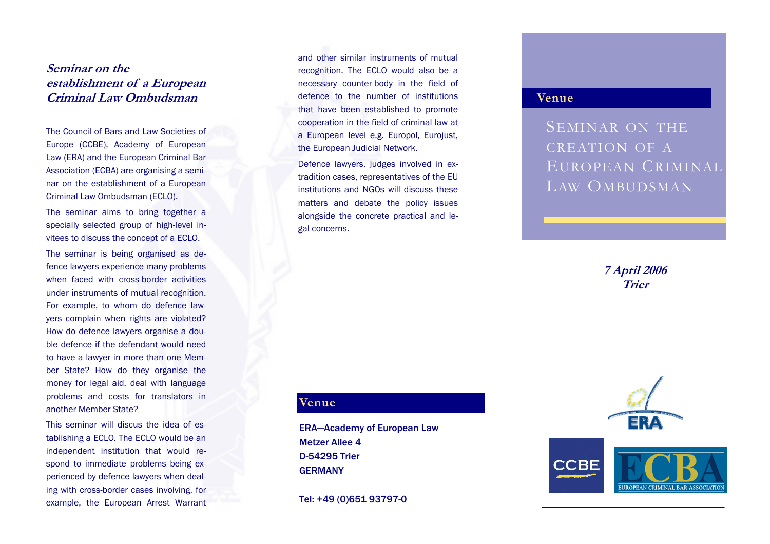## *Seminar on the establishment of a European Criminal Law Ombudsman*

The Council of Bars and Law Societies of Europe (CCBE), Academy of European Law (ERA) and the European Criminal Bar Association (ECBA) are organising a seminar on the establishment of a European Criminal Law Ombudsman (ECLO).

The seminar aims to bring together a specially selected group of high-level invitees to discuss the concept of a ECLO.

The seminar is being organised as defence lawyers experience many problems when faced with cross-border activities under instruments of mutual recognition. For example, to whom do defence lawyers complain when rights are violated? How do defence lawyers organise a double defence if the defendant would need to have a lawyer in more than one Member State? How do they organise the money for legal aid, deal with language problems and costs for translators in another Member State?

This seminar will discus the idea of establishing a ECLO. The ECLO would be an independent institution that would respond to immediate problems being experienced by defence lawyers when dealing with cross-border cases involving, for example, the European Arrest Warrant and other similar instruments of mutual recognition. The ECLO would also be a necessary counter-body in the field of defence to the number of institutions that have been established to promote cooperation in the field of criminal law at a European level e.g. Europol, Eurojust, the European Judicial Network.

Defence lawyers, judges involved in extradition cases, representatives of the EU institutions and NGOs will discuss these matters and debate the policy issues alongside the concrete practical and legal concerns.

## Venue

ERA—Academy of European Law
Metzer Allee 4
D-54295 Trier
GERMANY

Tel: +49 (0)651 93797-0

## Venue

# Seminar on the creation of a European Criminal Law Ombudsman

***7 April 2006***
***Trier***

ERA

CCBE

ECBA
EUROPEAN CRIMINAL BAR ASSOCIATION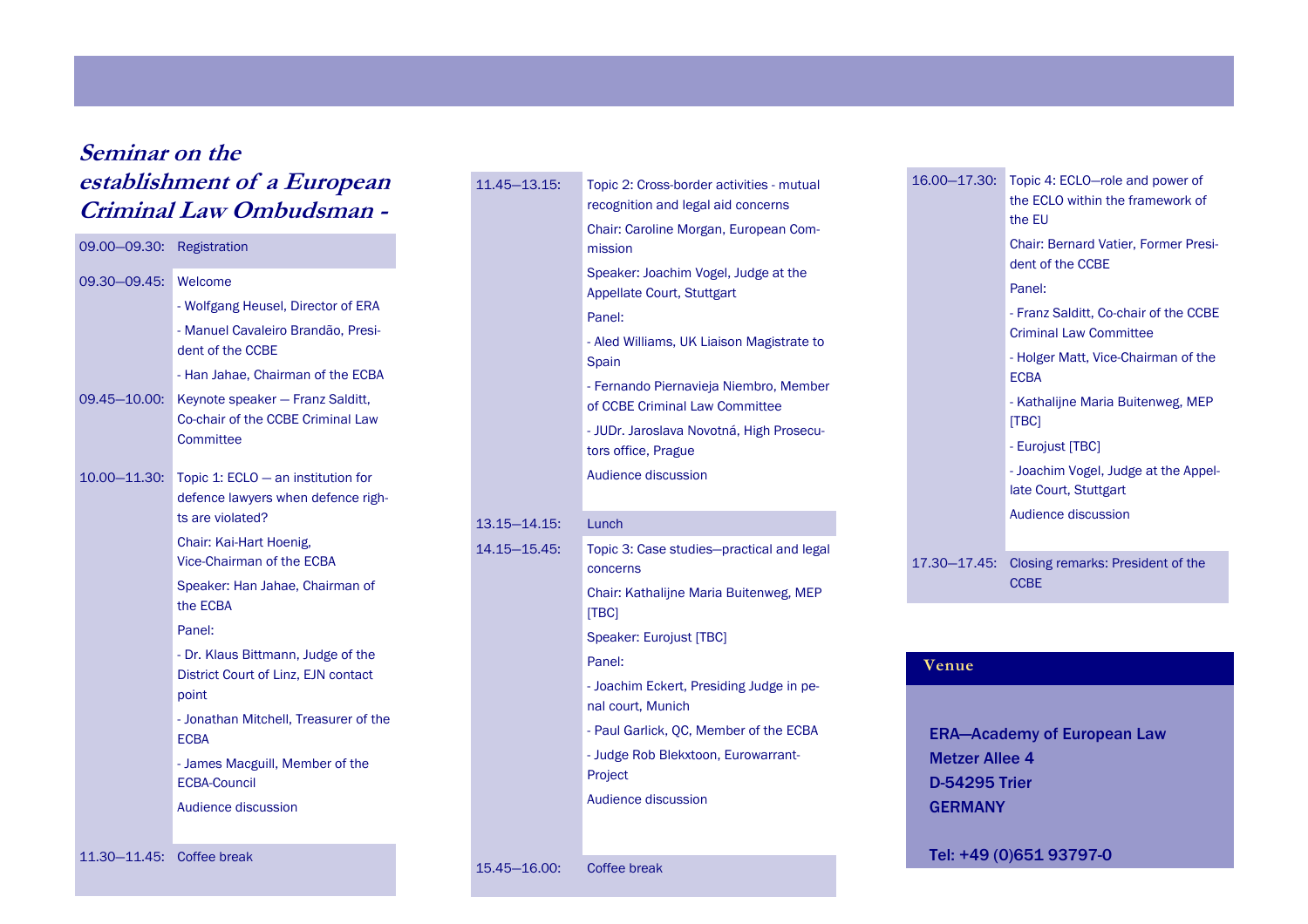# Seminar on the establishment of a European Criminal Law Ombudsman -

| | |
|---|---|
| 09.00—09.30: | Registration |
| 09.30—09.45: | Welcome<br>- Wolfgang Heusel, Director of ERA<br>- Manuel Cavaleiro Brandão, President of the CCBE<br>- Han Jahae, Chairman of the ECBA |
| 09.45—10.00: | Keynote speaker — Franz Salditt, Co-chair of the CCBE Criminal Law Committee |
| 10.00—11.30: | Topic 1: ECLO — an institution for defence lawyers when defence rights are violated?<br>Chair: Kai-Hart Hoenig, Vice-Chairman of the ECBA<br>Speaker: Han Jahae, Chairman of the ECBA<br>Panel:<br>- Dr. Klaus Bittmann, Judge of the District Court of Linz, EJN contact point<br>- Jonathan Mitchell, Treasurer of the ECBA<br>- James Macguill, Member of the ECBA-Council<br>Audience discussion |
| 11.30—11.45: | Coffee break |
| 11.45—13.15: | Topic 2: Cross-border activities - mutual recognition and legal aid concerns<br>Chair: Caroline Morgan, European Commission<br>Speaker: Joachim Vogel, Judge at the Appellate Court, Stuttgart<br>Panel:<br>- Aled Williams, UK Liaison Magistrate to Spain<br>- Fernando Piernavieja Niembro, Member of CCBE Criminal Law Committee<br>- JUDr. Jaroslava Novotná, High Prosecutors office, Prague<br>Audience discussion |
| 13.15—14.15: | Lunch |
| 14.15—15.45: | Topic 3: Case studies—practical and legal concerns<br>Chair: Kathalijne Maria Buitenweg, MEP [TBC]<br>Speaker: Eurojust [TBC]<br>Panel:<br>- Joachim Eckert, Presiding Judge in penal court, Munich<br>- Paul Garlick, QC, Member of the ECBA<br>- Judge Rob Blekxtoon, Eurowarrant-Project<br>Audience discussion |
| 15.45—16.00: | Coffee break |
| 16.00—17.30: | Topic 4: ECLO—role and power of the ECLO within the framework of the EU<br>Chair: Bernard Vatier, Former President of the CCBE<br>Panel:<br>- Franz Salditt, Co-chair of the CCBE Criminal Law Committee<br>- Holger Matt, Vice-Chairman of the ECBA<br>- Kathalijne Maria Buitenweg, MEP [TBC]<br>- Eurojust [TBC]<br>- Joachim Vogel, Judge at the Appellate Court, Stuttgart<br>Audience discussion |
| 17.30—17.45: | Closing remarks: President of the CCBE |

## Venue

**ERA—Academy of European Law**
**Metzer Allee 4**
**D-54295 Trier**
**GERMANY**

**Tel: +49 (0)651 93797-0**